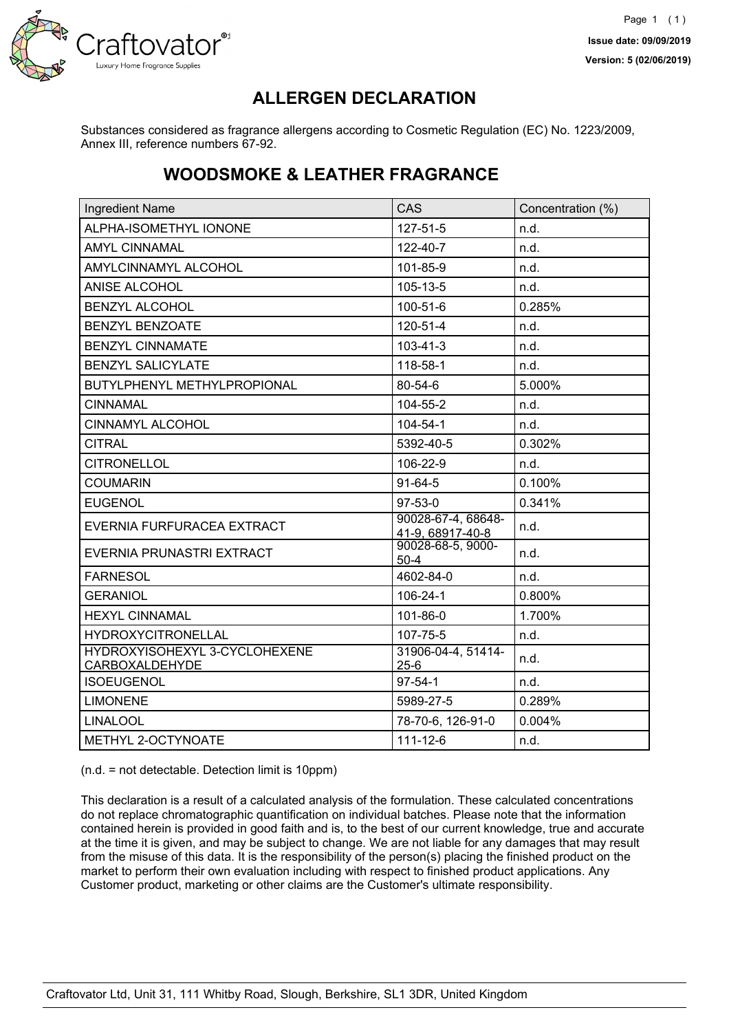Issue date: 09/09/2019
Version: 5 (02/06/2019)

# ALLERGEN DECLARATION

Substances considered as fragrance allergens according to Cosmetic Regulation (EC) No. 1223/2009, Annex III, reference numbers 67-92.

## WOODSMOKE & LEATHER FRAGRANCE

| Ingredient Name | CAS | Concentration (%) |
|---|---|---|
| ALPHA-ISOMETHYL IONONE | 127-51-5 | n.d. |
| AMYL CINNAMAL | 122-40-7 | n.d. |
| AMYLCINNAMYL ALCOHOL | 101-85-9 | n.d. |
| ANISE ALCOHOL | 105-13-5 | n.d. |
| BENZYL ALCOHOL | 100-51-6 | 0.285% |
| BENZYL BENZOATE | 120-51-4 | n.d. |
| BENZYL CINNAMATE | 103-41-3 | n.d. |
| BENZYL SALICYLATE | 118-58-1 | n.d. |
| BUTYLPHENYL METHYLPROPIONAL | 80-54-6 | 5.000% |
| CINNAMAL | 104-55-2 | n.d. |
| CINNAMYL ALCOHOL | 104-54-1 | n.d. |
| CITRAL | 5392-40-5 | 0.302% |
| CITRONELLOL | 106-22-9 | n.d. |
| COUMARIN | 91-64-5 | 0.100% |
| EUGENOL | 97-53-0 | 0.341% |
| EVERNIA FURFURACEA EXTRACT | 90028-67-4, 68648-41-9, 68917-40-8 | n.d. |
| EVERNIA PRUNASTRI EXTRACT | 90028-68-5, 9000-50-4 | n.d. |
| FARNESOL | 4602-84-0 | n.d. |
| GERANIOL | 106-24-1 | 0.800% |
| HEXYL CINNAMAL | 101-86-0 | 1.700% |
| HYDROXYCITRONELLAL | 107-75-5 | n.d. |
| HYDROXYISOHEXYL 3-CYCLOHEXENE CARBOXALDEHYDE | 31906-04-4, 51414-25-6 | n.d. |
| ISOEUGENOL | 97-54-1 | n.d. |
| LIMONENE | 5989-27-5 | 0.289% |
| LINALOOL | 78-70-6, 126-91-0 | 0.004% |
| METHYL 2-OCTYNOATE | 111-12-6 | n.d. |

(n.d. = not detectable. Detection limit is 10ppm)

This declaration is a result of a calculated analysis of the formulation. These calculated concentrations do not replace chromatographic quantification on individual batches. Please note that the information contained herein is provided in good faith and is, to the best of our current knowledge, true and accurate at the time it is given, and may be subject to change. We are not liable for any damages that may result from the misuse of this data. It is the responsibility of the person(s) placing the finished product on the market to perform their own evaluation including with respect to finished product applications. Any Customer product, marketing or other claims are the Customer's ultimate responsibility.

Craftovator Ltd, Unit 31, 111 Whitby Road, Slough, Berkshire, SL1 3DR, United Kingdom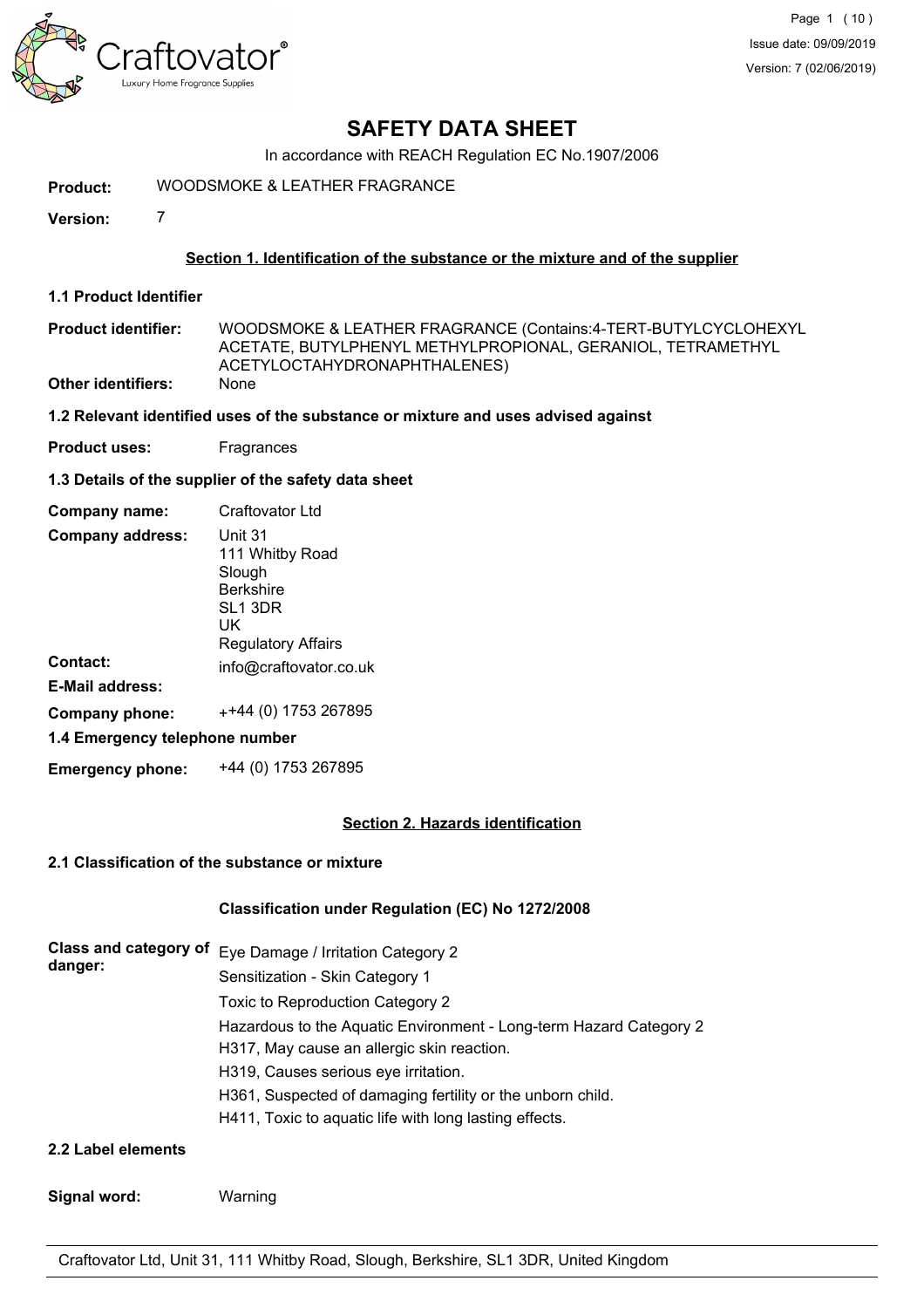# SAFETY DATA SHEET

In accordance with REACH Regulation EC No.1907/2006

**Product:** WOODSMOKE & LEATHER FRAGRANCE

**Version:** 7

## Section 1. Identification of the substance or the mixture and of the supplier

### 1.1 Product Identifier

| | |
|---|---|
| **Product identifier:** | WOODSMOKE & LEATHER FRAGRANCE (Contains:4-TERT-BUTYLCYCLOHEXYL ACETATE, BUTYLPHENYL METHYLPROPIONAL, GERANIOL, TETRAMETHYL ACETYLOCTAHYDRONAPHTHALENES) |
| **Other identifiers:** | None |

### 1.2 Relevant identified uses of the substance or mixture and uses advised against

**Product uses:** Fragrances

### 1.3 Details of the supplier of the safety data sheet

| | |
|---|---|
| **Company name:** | Craftovator Ltd |
| **Company address:** | Unit 31<br>111 Whitby Road<br>Slough<br>Berkshire<br>SL1 3DR<br>UK |
| **Contact:** | Regulatory Affairs |
| **E-Mail address:** | info@craftovator.co.uk |
| **Company phone:** | ++44 (0) 1753 267895 |

### 1.4 Emergency telephone number

**Emergency phone:** +44 (0) 1753 267895

## Section 2. Hazards identification

### 2.1 Classification of the substance or mixture

**Classification under Regulation (EC) No 1272/2008**

**Class and category of danger:**

- Eye Damage / Irritation Category 2
- Sensitization - Skin Category 1
- Toxic to Reproduction Category 2
- Hazardous to the Aquatic Environment - Long-term Hazard Category 2
- H317, May cause an allergic skin reaction.
- H319, Causes serious eye irritation.
- H361, Suspected of damaging fertility or the unborn child.
- H411, Toxic to aquatic life with long lasting effects.

### 2.2 Label elements

**Signal word:** Warning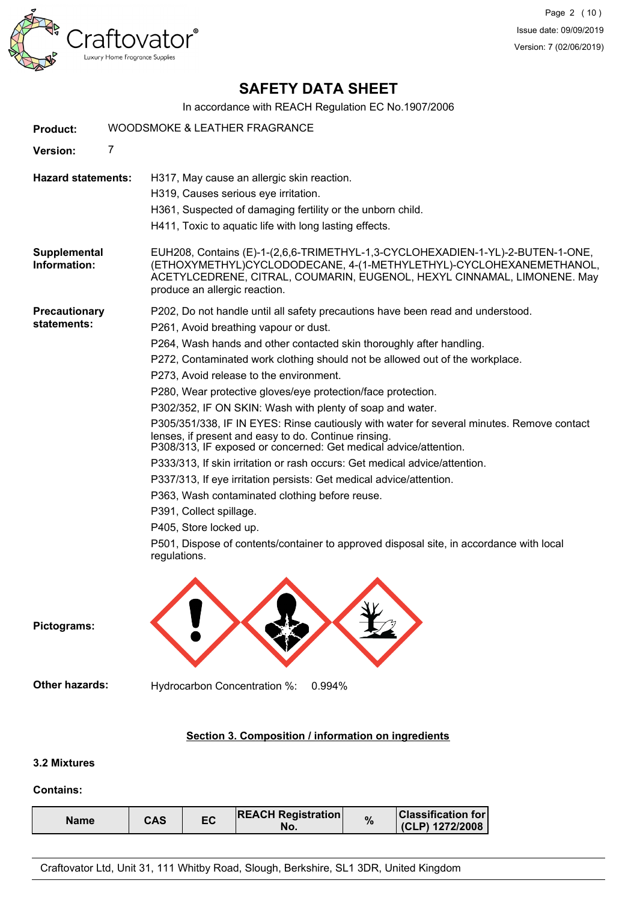# SAFETY DATA SHEET

In accordance with REACH Regulation EC No.1907/2006

**Product:** WOODSMOKE & LEATHER FRAGRANCE

**Version:** 7

**Hazard statements:**

H317, May cause an allergic skin reaction.

H319, Causes serious eye irritation.

H361, Suspected of damaging fertility or the unborn child.

H411, Toxic to aquatic life with long lasting effects.

**Supplemental Information:** EUH208, Contains (E)-1-(2,6,6-TRIMETHYL-1,3-CYCLOHEXADIEN-1-YL)-2-BUTEN-1-ONE, (ETHOXYMETHYL)CYCLODODECANE, 4-(1-METHYLETHYL)-CYCLOHEXANEMETHANOL, ACETYLCEDRENE, CITRAL, COUMARIN, EUGENOL, HEXYL CINNAMAL, LIMONENE. May produce an allergic reaction.

**Precautionary statements:**

P202, Do not handle until all safety precautions have been read and understood.

P261, Avoid breathing vapour or dust.

P264, Wash hands and other contacted skin thoroughly after handling.

P272, Contaminated work clothing should not be allowed out of the workplace.

P273, Avoid release to the environment.

P280, Wear protective gloves/eye protection/face protection.

P302/352, IF ON SKIN: Wash with plenty of soap and water.

P305/351/338, IF IN EYES: Rinse cautiously with water for several minutes. Remove contact lenses, if present and easy to do. Continue rinsing.
P308/313, IF exposed or concerned: Get medical advice/attention.

P333/313, If skin irritation or rash occurs: Get medical advice/attention.

P337/313, If eye irritation persists: Get medical advice/attention.

P363, Wash contaminated clothing before reuse.

P391, Collect spillage.

P405, Store locked up.

P501, Dispose of contents/container to approved disposal site, in accordance with local regulations.

**Pictograms:**

**Other hazards:** Hydrocarbon Concentration %: 0.994%

## Section 3. Composition / information on ingredients

### 3.2 Mixtures

**Contains:**

| Name | CAS | EC | REACH Registration No. | % | Classification for (CLP) 1272/2008 |
|---|---|---|---|---|---|

Craftovator Ltd, Unit 31, 111 Whitby Road, Slough, Berkshire, SL1 3DR, United Kingdom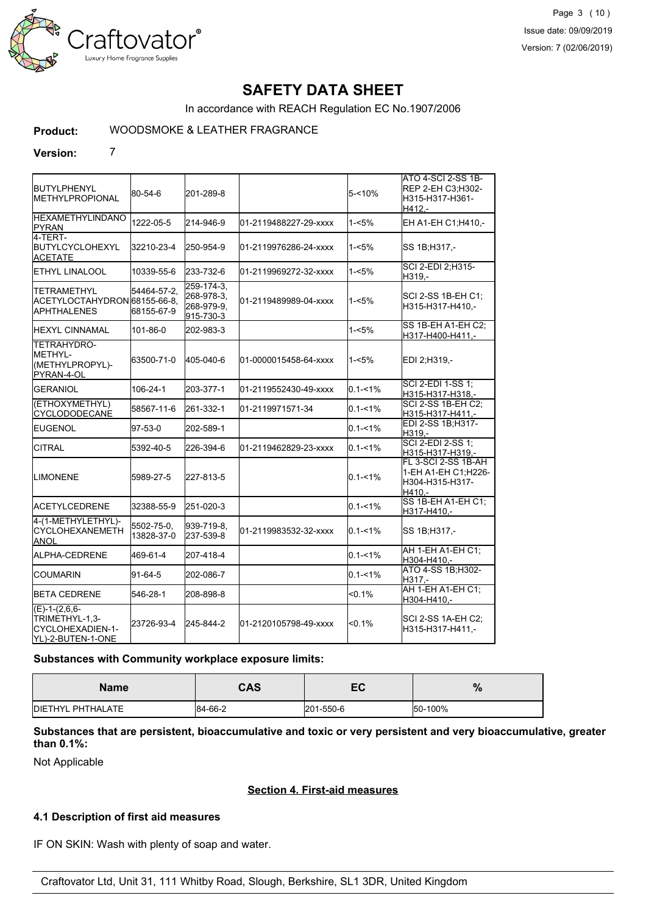# SAFETY DATA SHEET

In accordance with REACH Regulation EC No.1907/2006

**Product:** WOODSMOKE & LEATHER FRAGRANCE

**Version:** 7

| | | | | | |
|---|---|---|---|---|---|
| BUTYLPHENYL METHYLPROPIONAL | 80-54-6 | 201-289-8 | | 5-<10% | ATO 4-SCI 2-SS 1B-REP 2-EH C3;H302-H315-H317-H361-H412,- |
| HEXAMETHYLINDANO PYRAN | 1222-05-5 | 214-946-9 | 01-2119488227-29-xxxx | 1-<5% | EH A1-EH C1;H410,- |
| 4-TERT-BUTYLCYCLOHEXYL ACETATE | 32210-23-4 | 250-954-9 | 01-2119976286-24-xxxx | 1-<5% | SS 1B;H317,- |
| ETHYL LINALOOL | 10339-55-6 | 233-732-6 | 01-2119969272-32-xxxx | 1-<5% | SCI 2-EDI 2;H315-H319,- |
| TETRAMETHYL ACETYLOCTAHYDRON APHTHALENES | 54464-57-2, 68155-66-8, 68155-67-9 | 259-174-3, 268-978-3, 268-979-9, 915-730-3 | 01-2119489989-04-xxxx | 1-<5% | SCI 2-SS 1B-EH C1;H315-H317-H410,- |
| HEXYL CINNAMAL | 101-86-0 | 202-983-3 | | 1-<5% | SS 1B-EH A1-EH C2;H317-H400-H411,- |
| TETRAHYDRO-METHYL-(METHYLPROPYL)-PYRAN-4-OL | 63500-71-0 | 405-040-6 | 01-0000015458-64-xxxx | 1-<5% | EDI 2;H319,- |
| GERANIOL | 106-24-1 | 203-377-1 | 01-2119552430-49-xxxx | 0.1-<1% | SCI 2-EDI 1-SS 1;H315-H317-H318,- |
| (ETHOXYMETHYL) CYCLODODECANE | 58567-11-6 | 261-332-1 | 01-2119971571-34 | 0.1-<1% | SCI 2-SS 1B-EH C2;H315-H317-H411,- |
| EUGENOL | 97-53-0 | 202-589-1 | | 0.1-<1% | EDI 2-SS 1B;H317-H319,- |
| CITRAL | 5392-40-5 | 226-394-6 | 01-2119462829-23-xxxx | 0.1-<1% | SCI 2-EDI 2-SS 1;H315-H317-H319,- |
| LIMONENE | 5989-27-5 | 227-813-5 | | 0.1-<1% | FL 3-SCI 2-SS 1B-AH 1-EH A1-EH C1;H226-H304-H315-H317-H410,- |
| ACETYLCEDRENE | 32388-55-9 | 251-020-3 | | 0.1-<1% | SS 1B-EH A1-EH C1;H317-H410,- |
| 4-(1-METHYLETHYL)-CYCLOHEXANEMETH ANOL | 5502-75-0, 13828-37-0 | 939-719-8, 237-539-8 | 01-2119983532-32-xxxx | 0.1-<1% | SS 1B;H317,- |
| ALPHA-CEDRENE | 469-61-4 | 207-418-4 | | 0.1-<1% | AH 1-EH A1-EH C1;H304-H410,- |
| COUMARIN | 91-64-5 | 202-086-7 | | 0.1-<1% | ATO 4-SS 1B;H302-H317,- |
| BETA CEDRENE | 546-28-1 | 208-898-8 | | <0.1% | AH 1-EH A1-EH C1;H304-H410,- |
| (E)-1-(2,6,6-TRIMETHYL-1,3-CYCLOHEXADIEN-1-YL)-2-BUTEN-1-ONE | 23726-93-4 | 245-844-2 | 01-2120105798-49-xxxx | <0.1% | SCI 2-SS 1A-EH C2;H315-H317-H411,- |

**Substances with Community workplace exposure limits:**

| Name | CAS | EC | % |
|---|---|---|---|
| DIETHYL PHTHALATE | 84-66-2 | 201-550-6 | 50-100% |

**Substances that are persistent, bioaccumulative and toxic or very persistent and very bioaccumulative, greater than 0.1%:**

Not Applicable

## Section 4. First-aid measures

### 4.1 Description of first aid measures

IF ON SKIN: Wash with plenty of soap and water.

Craftovator Ltd, Unit 31, 111 Whitby Road, Slough, Berkshire, SL1 3DR, United Kingdom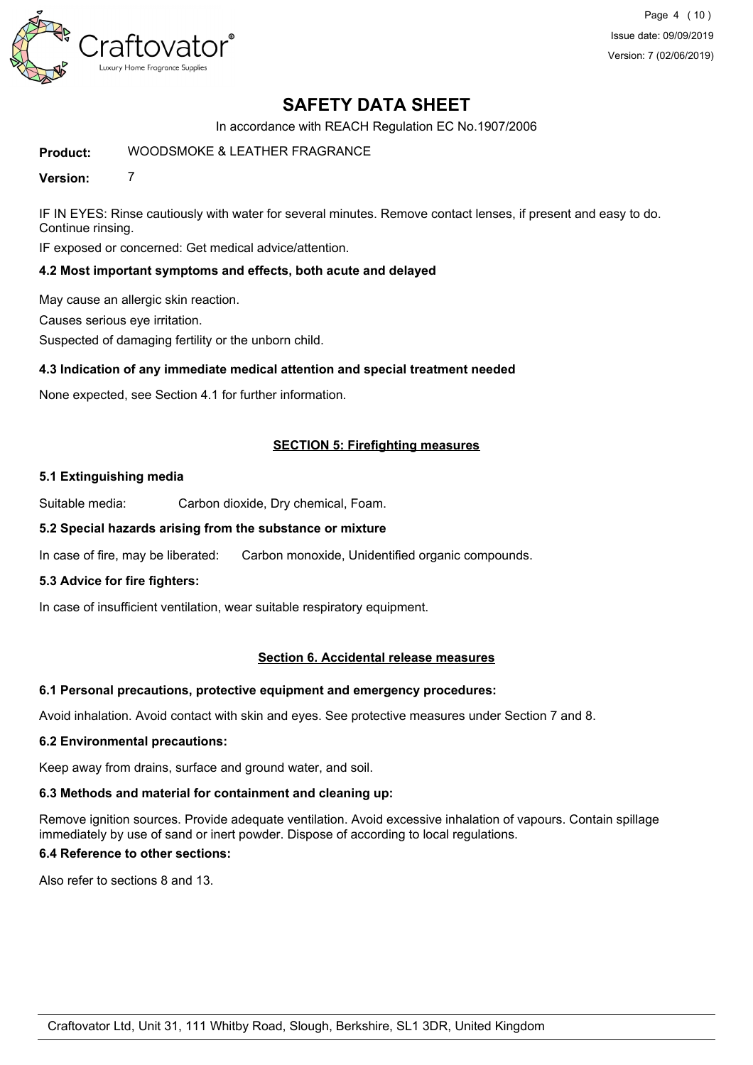IF IN EYES: Rinse cautiously with water for several minutes. Remove contact lenses, if present and easy to do. Continue rinsing.

IF exposed or concerned: Get medical advice/attention.

### 4.2 Most important symptoms and effects, both acute and delayed

May cause an allergic skin reaction.

Causes serious eye irritation.

Suspected of damaging fertility or the unborn child.

### 4.3 Indication of any immediate medical attention and special treatment needed

None expected, see Section 4.1 for further information.

## SECTION 5: Firefighting measures

### 5.1 Extinguishing media

Suitable media: Carbon dioxide, Dry chemical, Foam.

### 5.2 Special hazards arising from the substance or mixture

In case of fire, may be liberated: Carbon monoxide, Unidentified organic compounds.

### 5.3 Advice for fire fighters:

In case of insufficient ventilation, wear suitable respiratory equipment.

## Section 6. Accidental release measures

### 6.1 Personal precautions, protective equipment and emergency procedures:

Avoid inhalation. Avoid contact with skin and eyes. See protective measures under Section 7 and 8.

### 6.2 Environmental precautions:

Keep away from drains, surface and ground water, and soil.

### 6.3 Methods and material for containment and cleaning up:

Remove ignition sources. Provide adequate ventilation. Avoid excessive inhalation of vapours. Contain spillage immediately by use of sand or inert powder. Dispose of according to local regulations.

### 6.4 Reference to other sections:

Also refer to sections 8 and 13.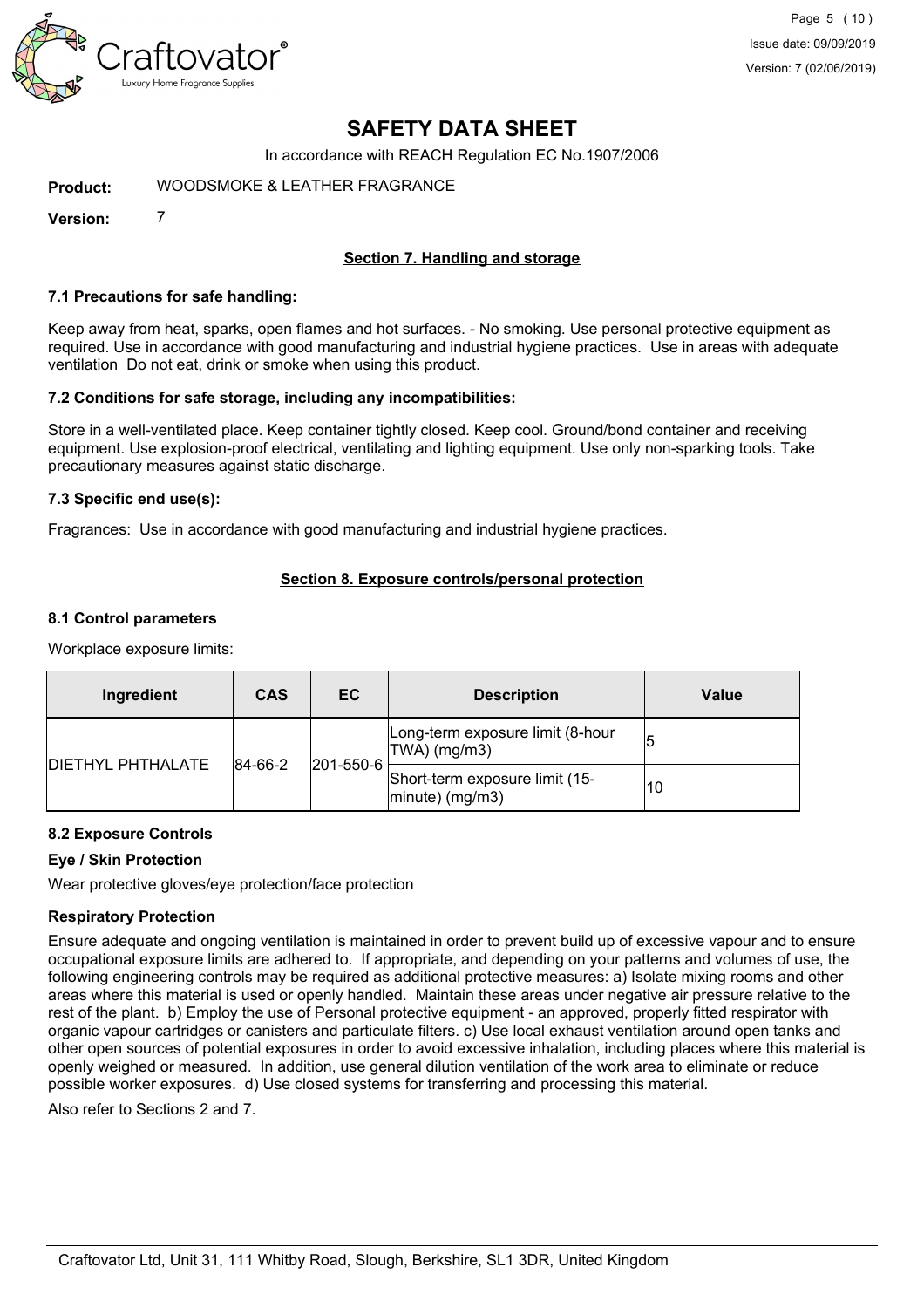# SAFETY DATA SHEET

In accordance with REACH Regulation EC No.1907/2006

**Product:** WOODSMOKE & LEATHER FRAGRANCE

**Version:** 7

## Section 7. Handling and storage

### 7.1 Precautions for safe handling:

Keep away from heat, sparks, open flames and hot surfaces. - No smoking. Use personal protective equipment as required. Use in accordance with good manufacturing and industrial hygiene practices. Use in areas with adequate ventilation Do not eat, drink or smoke when using this product.

### 7.2 Conditions for safe storage, including any incompatibilities:

Store in a well-ventilated place. Keep container tightly closed. Keep cool. Ground/bond container and receiving equipment. Use explosion-proof electrical, ventilating and lighting equipment. Use only non-sparking tools. Take precautionary measures against static discharge.

### 7.3 Specific end use(s):

Fragrances: Use in accordance with good manufacturing and industrial hygiene practices.

## Section 8. Exposure controls/personal protection

### 8.1 Control parameters

Workplace exposure limits:

| Ingredient | CAS | EC | Description | Value |
|---|---|---|---|---|
| DIETHYL PHTHALATE | 84-66-2 | 201-550-6 | Long-term exposure limit (8-hour TWA) (mg/m3) | 5 |
| | | | Short-term exposure limit (15-minute) (mg/m3) | 10 |

### 8.2 Exposure Controls

**Eye / Skin Protection**

Wear protective gloves/eye protection/face protection

**Respiratory Protection**

Ensure adequate and ongoing ventilation is maintained in order to prevent build up of excessive vapour and to ensure occupational exposure limits are adhered to. If appropriate, and depending on your patterns and volumes of use, the following engineering controls may be required as additional protective measures: a) Isolate mixing rooms and other areas where this material is used or openly handled. Maintain these areas under negative air pressure relative to the rest of the plant. b) Employ the use of Personal protective equipment - an approved, properly fitted respirator with organic vapour cartridges or canisters and particulate filters. c) Use local exhaust ventilation around open tanks and other open sources of potential exposures in order to avoid excessive inhalation, including places where this material is openly weighed or measured. In addition, use general dilution ventilation of the work area to eliminate or reduce possible worker exposures. d) Use closed systems for transferring and processing this material.

Also refer to Sections 2 and 7.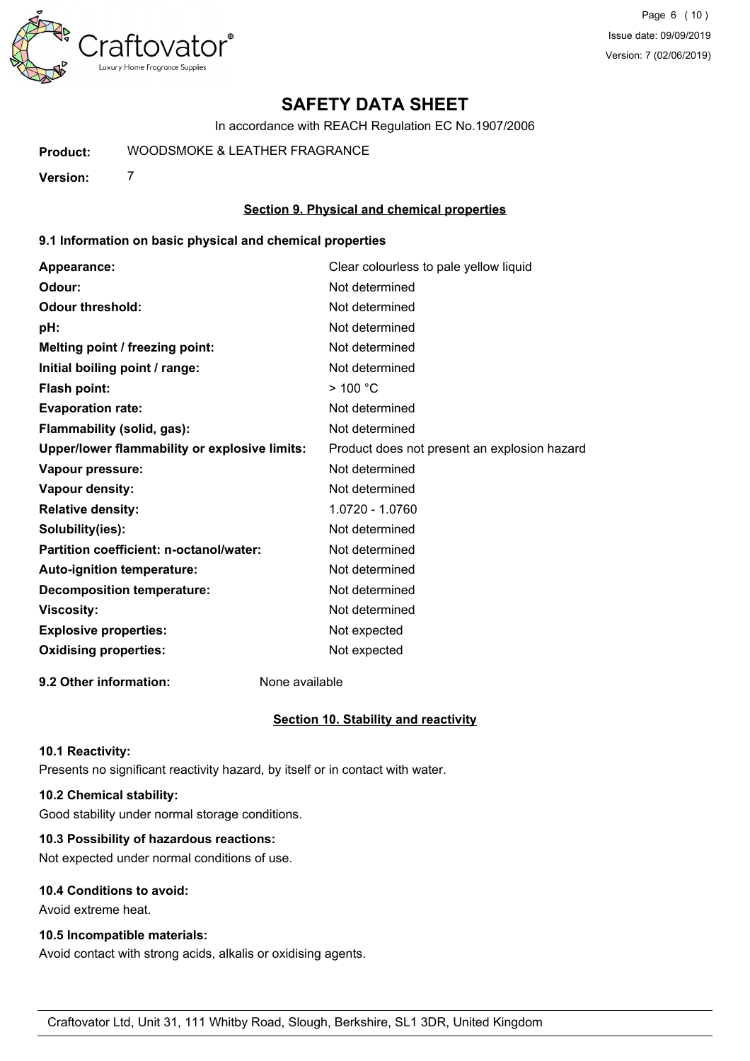# SAFETY DATA SHEET

In accordance with REACH Regulation EC No.1907/2006

**Product:** WOODSMOKE & LEATHER FRAGRANCE

**Version:** 7

## Section 9. Physical and chemical properties

### 9.1 Information on basic physical and chemical properties

| | |
|---|---|
| **Appearance:** | Clear colourless to pale yellow liquid |
| **Odour:** | Not determined |
| **Odour threshold:** | Not determined |
| **pH:** | Not determined |
| **Melting point / freezing point:** | Not determined |
| **Initial boiling point / range:** | Not determined |
| **Flash point:** | > 100 °C |
| **Evaporation rate:** | Not determined |
| **Flammability (solid, gas):** | Not determined |
| **Upper/lower flammability or explosive limits:** | Product does not present an explosion hazard |
| **Vapour pressure:** | Not determined |
| **Vapour density:** | Not determined |
| **Relative density:** | 1.0720 - 1.0760 |
| **Solubility(ies):** | Not determined |
| **Partition coefficient: n-octanol/water:** | Not determined |
| **Auto-ignition temperature:** | Not determined |
| **Decomposition temperature:** | Not determined |
| **Viscosity:** | Not determined |
| **Explosive properties:** | Not expected |
| **Oxidising properties:** | Not expected |

**9.2 Other information:** None available

## Section 10. Stability and reactivity

### 10.1 Reactivity:

Presents no significant reactivity hazard, by itself or in contact with water.

### 10.2 Chemical stability:

Good stability under normal storage conditions.

### 10.3 Possibility of hazardous reactions:

Not expected under normal conditions of use.

### 10.4 Conditions to avoid:

Avoid extreme heat.

### 10.5 Incompatible materials:

Avoid contact with strong acids, alkalis or oxidising agents.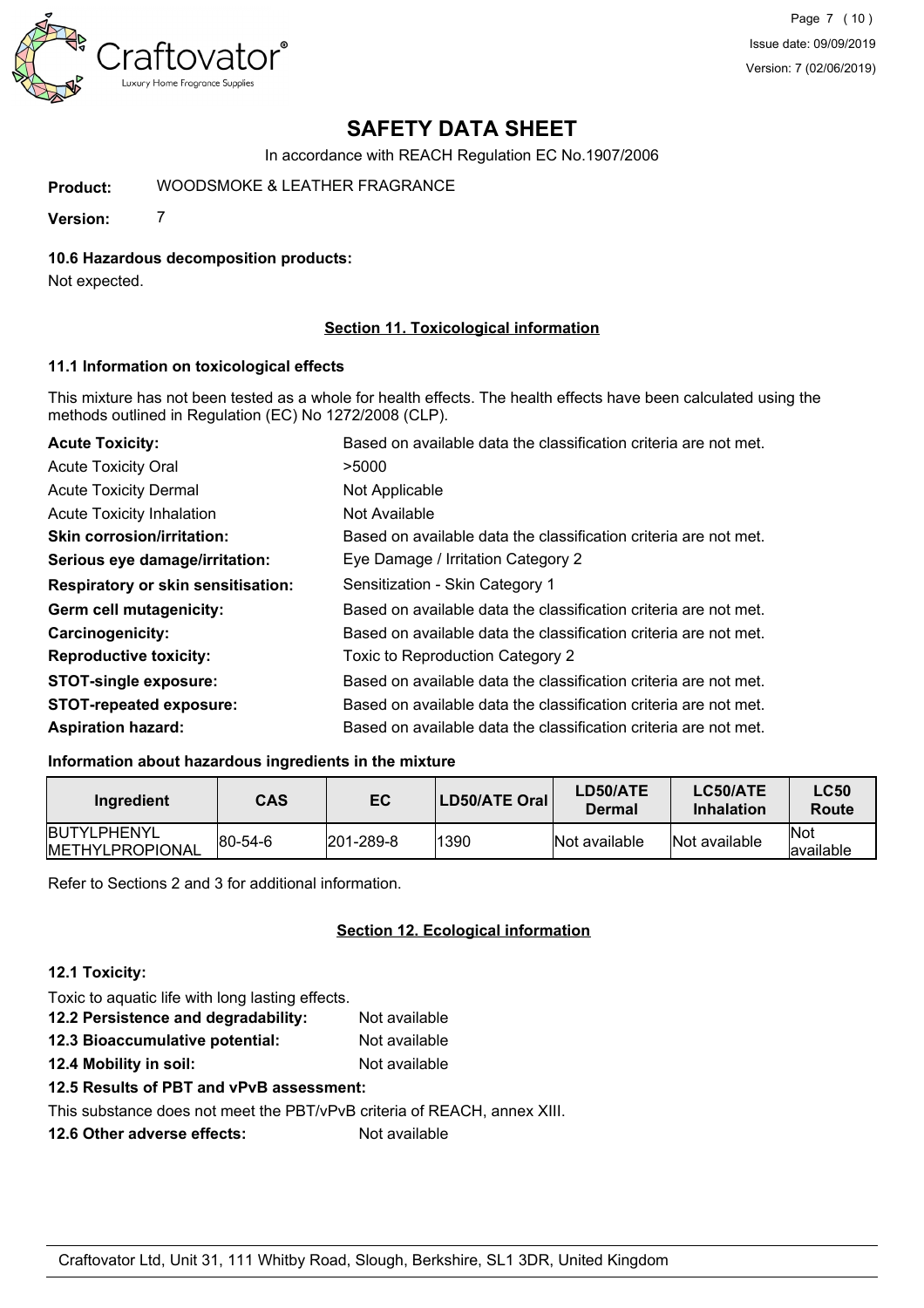# SAFETY DATA SHEET

In accordance with REACH Regulation EC No.1907/2006

**Product:** WOODSMOKE & LEATHER FRAGRANCE

**Version:** 7

### 10.6 Hazardous decomposition products:

Not expected.

## Section 11. Toxicological information

### 11.1 Information on toxicological effects

This mixture has not been tested as a whole for health effects. The health effects have been calculated using the methods outlined in Regulation (EC) No 1272/2008 (CLP).

| | |
|---|---|
| **Acute Toxicity:** | Based on available data the classification criteria are not met. |
| Acute Toxicity Oral | >5000 |
| Acute Toxicity Dermal | Not Applicable |
| Acute Toxicity Inhalation | Not Available |
| **Skin corrosion/irritation:** | Based on available data the classification criteria are not met. |
| **Serious eye damage/irritation:** | Eye Damage / Irritation Category 2 |
| **Respiratory or skin sensitisation:** | Sensitization - Skin Category 1 |
| **Germ cell mutagenicity:** | Based on available data the classification criteria are not met. |
| **Carcinogenicity:** | Based on available data the classification criteria are not met. |
| **Reproductive toxicity:** | Toxic to Reproduction Category 2 |
| **STOT-single exposure:** | Based on available data the classification criteria are not met. |
| **STOT-repeated exposure:** | Based on available data the classification criteria are not met. |
| **Aspiration hazard:** | Based on available data the classification criteria are not met. |

### Information about hazardous ingredients in the mixture

| Ingredient | CAS | EC | LD50/ATE Oral | LD50/ATE Dermal | LC50/ATE Inhalation | LC50 Route |
|---|---|---|---|---|---|---|
| BUTYLPHENYL METHYLPROPIONAL | 80-54-6 | 201-289-8 | 1390 | Not available | Not available | Not available |

Refer to Sections 2 and 3 for additional information.

## Section 12. Ecological information

### 12.1 Toxicity:

Toxic to aquatic life with long lasting effects.

**12.2 Persistence and degradability:** Not available

**12.3 Bioaccumulative potential:** Not available

**12.4 Mobility in soil:** Not available

### 12.5 Results of PBT and vPvB assessment:

This substance does not meet the PBT/vPvB criteria of REACH, annex XIII.

**12.6 Other adverse effects:** Not available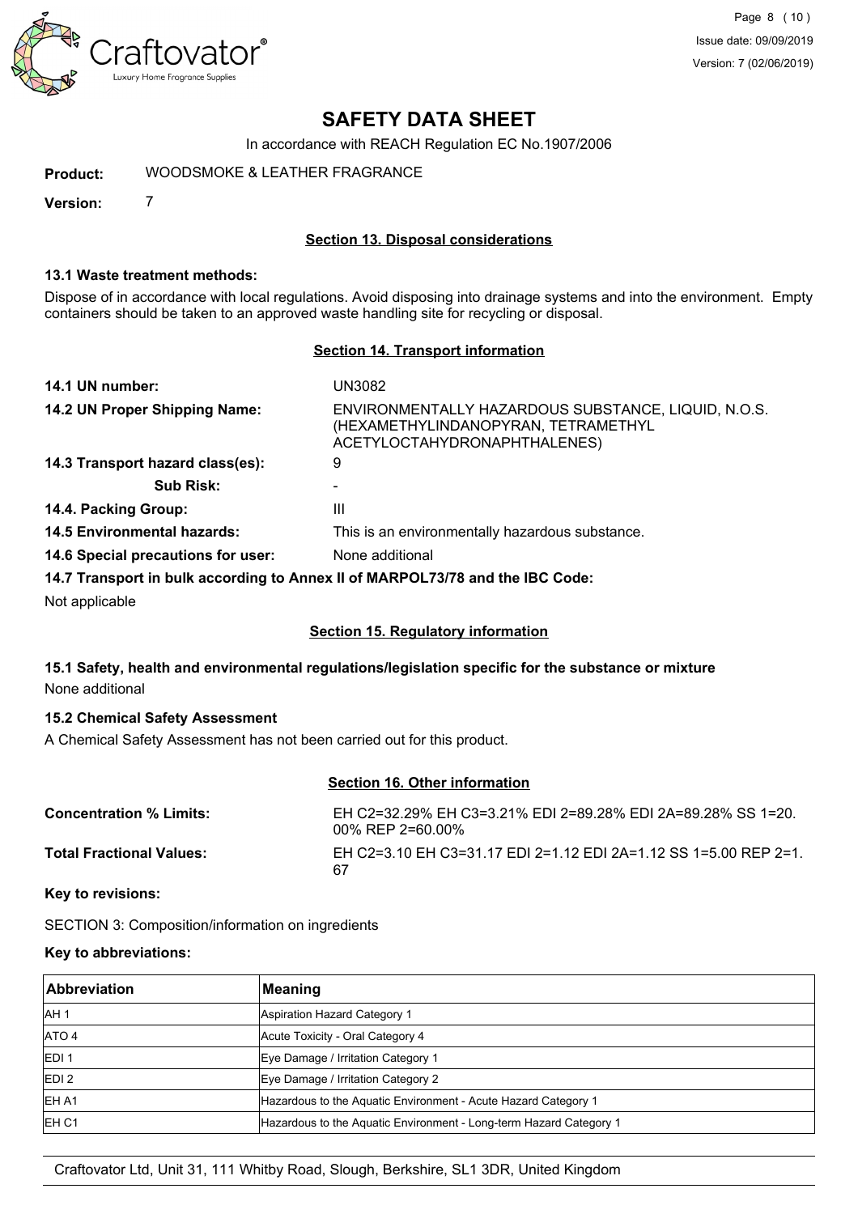# SAFETY DATA SHEET

In accordance with REACH Regulation EC No.1907/2006

**Product:** WOODSMOKE & LEATHER FRAGRANCE

**Version:** 7

## Section 13. Disposal considerations

### 13.1 Waste treatment methods:

Dispose of in accordance with local regulations. Avoid disposing into drainage systems and into the environment. Empty containers should be taken to an approved waste handling site for recycling or disposal.

## Section 14. Transport information

**14.1 UN number:** UN3082

**14.2 UN Proper Shipping Name:** ENVIRONMENTALLY HAZARDOUS SUBSTANCE, LIQUID, N.O.S. (HEXAMETHYLINDANOPYRAN, TETRAMETHYL ACETYLOCTAHYDRONAPHTHALENES)

**14.3 Transport hazard class(es):** 9

**Sub Risk:** -

**14.4. Packing Group:** III

**14.5 Environmental hazards:** This is an environmentally hazardous substance.

**14.6 Special precautions for user:** None additional

**14.7 Transport in bulk according to Annex II of MARPOL73/78 and the IBC Code:**

Not applicable

## Section 15. Regulatory information

### 15.1 Safety, health and environmental regulations/legislation specific for the substance or mixture

None additional

### 15.2 Chemical Safety Assessment

A Chemical Safety Assessment has not been carried out for this product.

## Section 16. Other information

**Concentration % Limits:** EH C2=32.29% EH C3=3.21% EDI 2=89.28% EDI 2A=89.28% SS 1=20.00% REP 2=60.00%

**Total Fractional Values:** EH C2=3.10 EH C3=31.17 EDI 2=1.12 EDI 2A=1.12 SS 1=5.00 REP 2=1.67

**Key to revisions:**

SECTION 3: Composition/information on ingredients

**Key to abbreviations:**

| Abbreviation | Meaning |
|---|---|
| AH 1 | Aspiration Hazard Category 1 |
| ATO 4 | Acute Toxicity - Oral Category 4 |
| EDI 1 | Eye Damage / Irritation Category 1 |
| EDI 2 | Eye Damage / Irritation Category 2 |
| EH A1 | Hazardous to the Aquatic Environment - Acute Hazard Category 1 |
| EH C1 | Hazardous to the Aquatic Environment - Long-term Hazard Category 1 |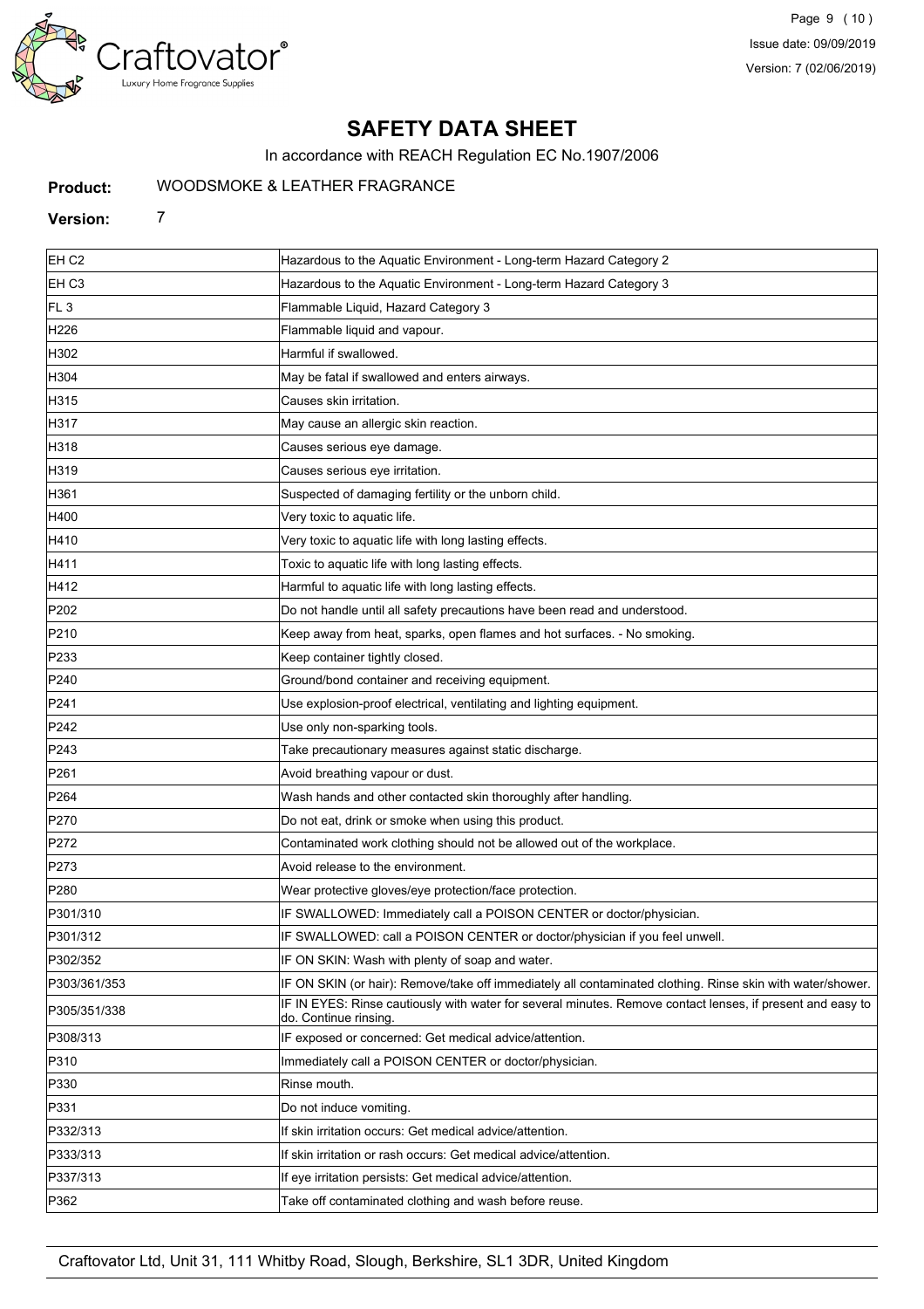# SAFETY DATA SHEET

In accordance with REACH Regulation EC No.1907/2006

**Product:** WOODSMOKE & LEATHER FRAGRANCE

**Version:** 7

| | |
|---|---|
| EH C2 | Hazardous to the Aquatic Environment - Long-term Hazard Category 2 |
| EH C3 | Hazardous to the Aquatic Environment - Long-term Hazard Category 3 |
| FL 3 | Flammable Liquid, Hazard Category 3 |
| H226 | Flammable liquid and vapour. |
| H302 | Harmful if swallowed. |
| H304 | May be fatal if swallowed and enters airways. |
| H315 | Causes skin irritation. |
| H317 | May cause an allergic skin reaction. |
| H318 | Causes serious eye damage. |
| H319 | Causes serious eye irritation. |
| H361 | Suspected of damaging fertility or the unborn child. |
| H400 | Very toxic to aquatic life. |
| H410 | Very toxic to aquatic life with long lasting effects. |
| H411 | Toxic to aquatic life with long lasting effects. |
| H412 | Harmful to aquatic life with long lasting effects. |
| P202 | Do not handle until all safety precautions have been read and understood. |
| P210 | Keep away from heat, sparks, open flames and hot surfaces. - No smoking. |
| P233 | Keep container tightly closed. |
| P240 | Ground/bond container and receiving equipment. |
| P241 | Use explosion-proof electrical, ventilating and lighting equipment. |
| P242 | Use only non-sparking tools. |
| P243 | Take precautionary measures against static discharge. |
| P261 | Avoid breathing vapour or dust. |
| P264 | Wash hands and other contacted skin thoroughly after handling. |
| P270 | Do not eat, drink or smoke when using this product. |
| P272 | Contaminated work clothing should not be allowed out of the workplace. |
| P273 | Avoid release to the environment. |
| P280 | Wear protective gloves/eye protection/face protection. |
| P301/310 | IF SWALLOWED: Immediately call a POISON CENTER or doctor/physician. |
| P301/312 | IF SWALLOWED: call a POISON CENTER or doctor/physician if you feel unwell. |
| P302/352 | IF ON SKIN: Wash with plenty of soap and water. |
| P303/361/353 | IF ON SKIN (or hair): Remove/take off immediately all contaminated clothing. Rinse skin with water/shower. |
| P305/351/338 | IF IN EYES: Rinse cautiously with water for several minutes. Remove contact lenses, if present and easy to do. Continue rinsing. |
| P308/313 | IF exposed or concerned: Get medical advice/attention. |
| P310 | Immediately call a POISON CENTER or doctor/physician. |
| P330 | Rinse mouth. |
| P331 | Do not induce vomiting. |
| P332/313 | If skin irritation occurs: Get medical advice/attention. |
| P333/313 | If skin irritation or rash occurs: Get medical advice/attention. |
| P337/313 | If eye irritation persists: Get medical advice/attention. |
| P362 | Take off contaminated clothing and wash before reuse. |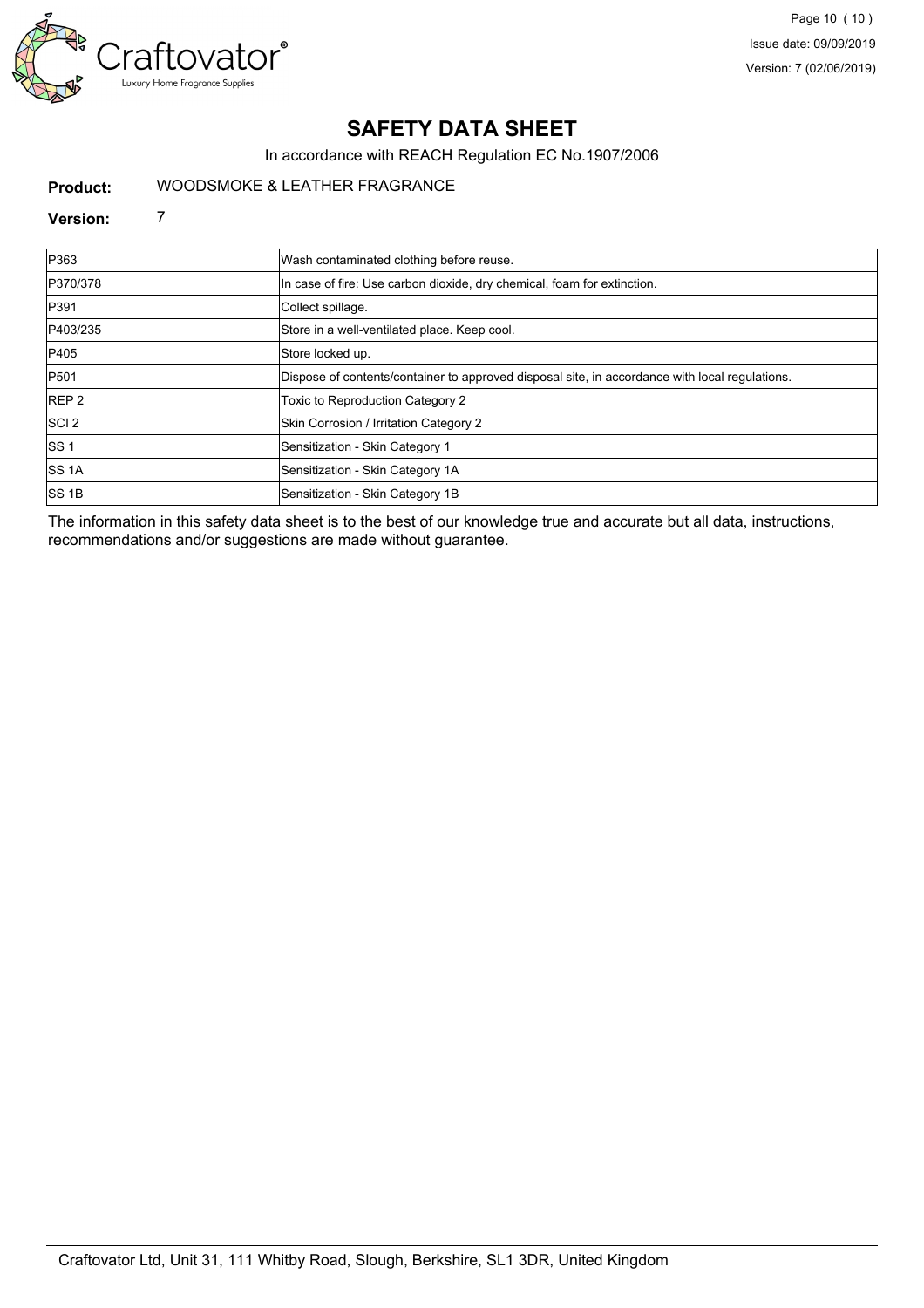# SAFETY DATA SHEET

In accordance with REACH Regulation EC No.1907/2006

**Product:** WOODSMOKE & LEATHER FRAGRANCE

**Version:** 7

| | |
|---|---|
| P363 | Wash contaminated clothing before reuse. |
| P370/378 | In case of fire: Use carbon dioxide, dry chemical, foam for extinction. |
| P391 | Collect spillage. |
| P403/235 | Store in a well-ventilated place. Keep cool. |
| P405 | Store locked up. |
| P501 | Dispose of contents/container to approved disposal site, in accordance with local regulations. |
| REP 2 | Toxic to Reproduction Category 2 |
| SCI 2 | Skin Corrosion / Irritation Category 2 |
| SS 1 | Sensitization - Skin Category 1 |
| SS 1A | Sensitization - Skin Category 1A |
| SS 1B | Sensitization - Skin Category 1B |

The information in this safety data sheet is to the best of our knowledge true and accurate but all data, instructions, recommendations and/or suggestions are made without guarantee.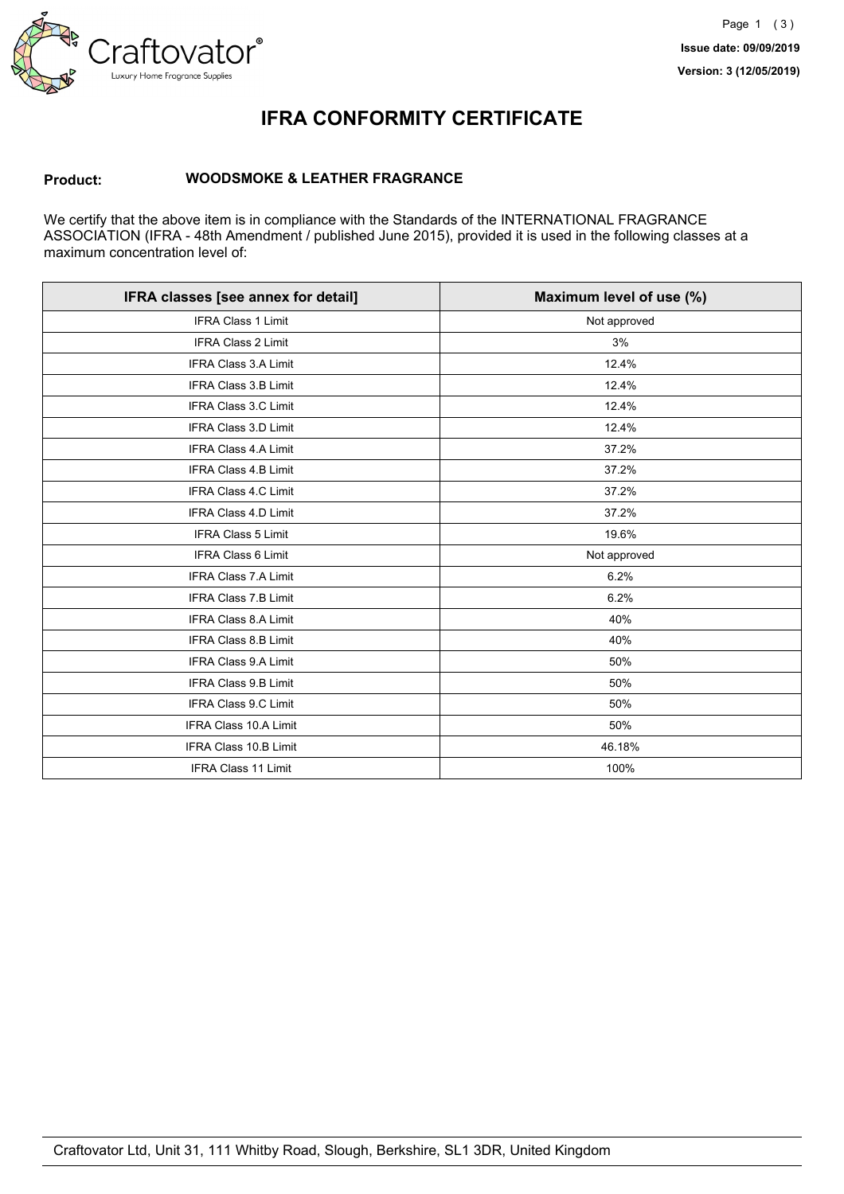# IFRA CONFORMITY CERTIFICATE

Issue date: 09/09/2019

Version: 3 (12/05/2019)

**Product:** **WOODSMOKE & LEATHER FRAGRANCE**

We certify that the above item is in compliance with the Standards of the INTERNATIONAL FRAGRANCE ASSOCIATION (IFRA - 48th Amendment / published June 2015), provided it is used in the following classes at a maximum concentration level of:

| IFRA classes [see annex for detail] | Maximum level of use (%) |
|---|---|
| IFRA Class 1 Limit | Not approved |
| IFRA Class 2 Limit | 3% |
| IFRA Class 3.A Limit | 12.4% |
| IFRA Class 3.B Limit | 12.4% |
| IFRA Class 3.C Limit | 12.4% |
| IFRA Class 3.D Limit | 12.4% |
| IFRA Class 4.A Limit | 37.2% |
| IFRA Class 4.B Limit | 37.2% |
| IFRA Class 4.C Limit | 37.2% |
| IFRA Class 4.D Limit | 37.2% |
| IFRA Class 5 Limit | 19.6% |
| IFRA Class 6 Limit | Not approved |
| IFRA Class 7.A Limit | 6.2% |
| IFRA Class 7.B Limit | 6.2% |
| IFRA Class 8.A Limit | 40% |
| IFRA Class 8.B Limit | 40% |
| IFRA Class 9.A Limit | 50% |
| IFRA Class 9.B Limit | 50% |
| IFRA Class 9.C Limit | 50% |
| IFRA Class 10.A Limit | 50% |
| IFRA Class 10.B Limit | 46.18% |
| IFRA Class 11 Limit | 100% |

Craftovator Ltd, Unit 31, 111 Whitby Road, Slough, Berkshire, SL1 3DR, United Kingdom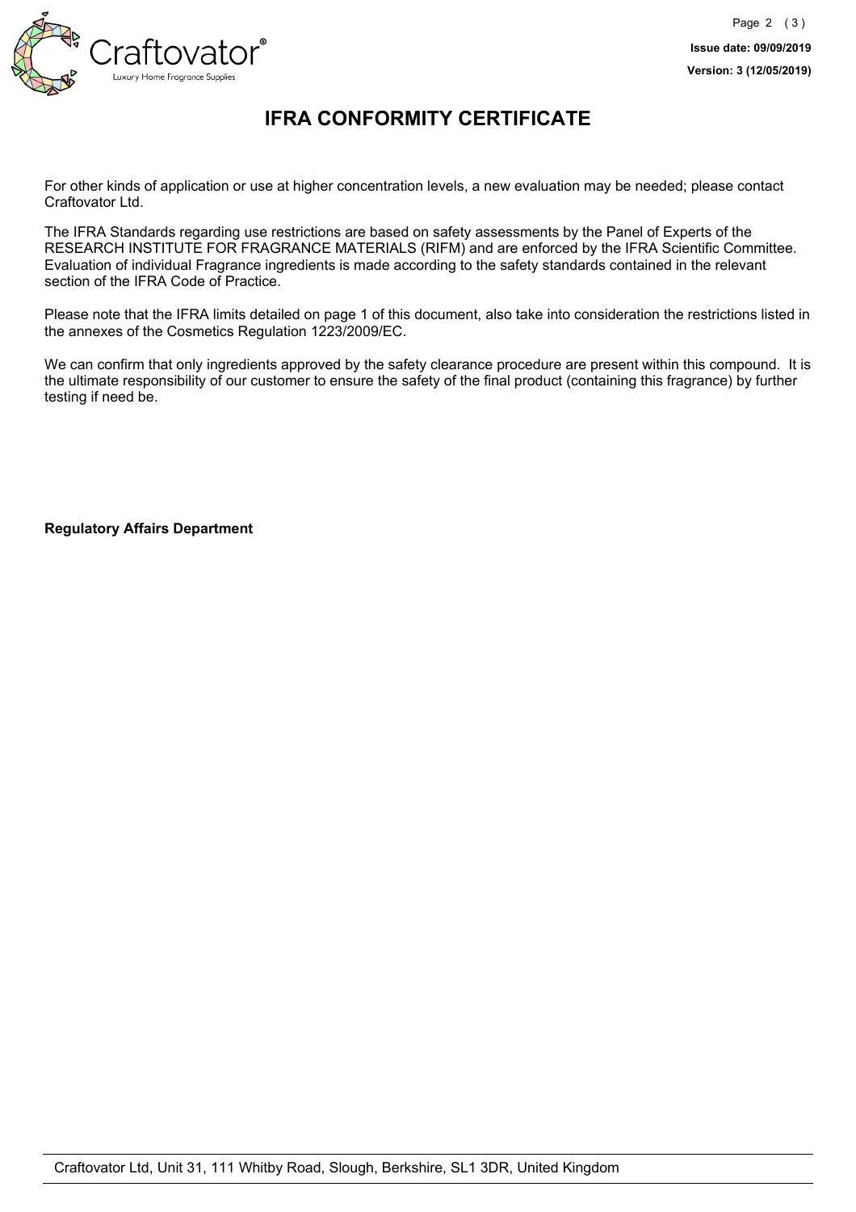# IFRA CONFORMITY CERTIFICATE

For other kinds of application or use at higher concentration levels, a new evaluation may be needed; please contact Craftovator Ltd.

The IFRA Standards regarding use restrictions are based on safety assessments by the Panel of Experts of the RESEARCH INSTITUTE FOR FRAGRANCE MATERIALS (RIFM) and are enforced by the IFRA Scientific Committee. Evaluation of individual Fragrance ingredients is made according to the safety standards contained in the relevant section of the IFRA Code of Practice.

Please note that the IFRA limits detailed on page 1 of this document, also take into consideration the restrictions listed in the annexes of the Cosmetics Regulation 1223/2009/EC.

We can confirm that only ingredients approved by the safety clearance procedure are present within this compound. It is the ultimate responsibility of our customer to ensure the safety of the final product (containing this fragrance) by further testing if need be.

**Regulatory Affairs Department**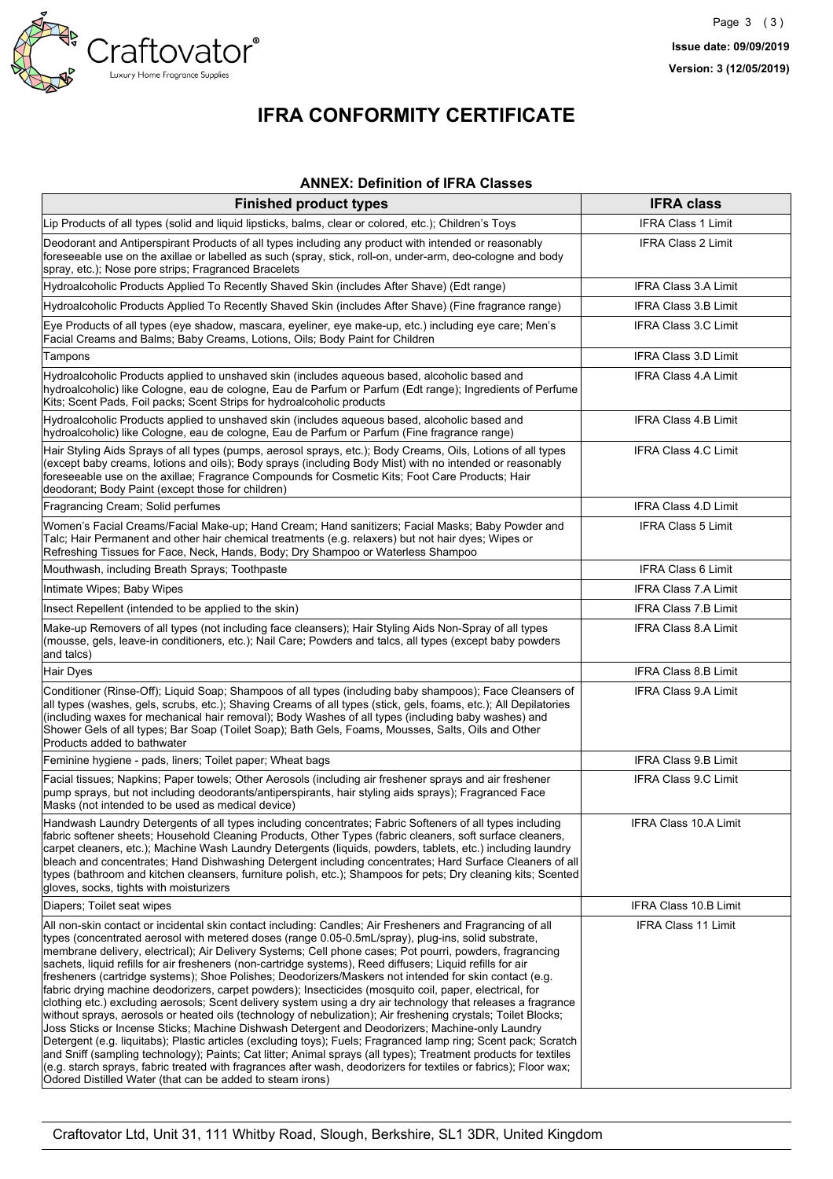# IFRA CONFORMITY CERTIFICATE

**ANNEX: Definition of IFRA Classes**

| Finished product types | IFRA class |
| --- | --- |
| Lip Products of all types (solid and liquid lipsticks, balms, clear or colored, etc.); Children's Toys | IFRA Class 1 Limit |
| Deodorant and Antiperspirant Products of all types including any product with intended or reasonably foreseeable use on the axillae or labelled as such (spray, stick, roll-on, under-arm, deo-cologne and body spray, etc.); Nose pore strips; Fragranced Bracelets | IFRA Class 2 Limit |
| Hydroalcoholic Products Applied To Recently Shaved Skin (includes After Shave) (Edt range) | IFRA Class 3.A Limit |
| Hydroalcoholic Products Applied To Recently Shaved Skin (includes After Shave) (Fine fragrance range) | IFRA Class 3.B Limit |
| Eye Products of all types (eye shadow, mascara, eyeliner, eye make-up, etc.) including eye care; Men's Facial Creams and Balms; Baby Creams, Lotions, Oils; Body Paint for Children | IFRA Class 3.C Limit |
| Tampons | IFRA Class 3.D Limit |
| Hydroalcoholic Products applied to unshaved skin (includes aqueous based, alcoholic based and hydroalcoholic) like Cologne, eau de cologne, Eau de Parfum or Parfum (Edt range); Ingredients of Perfume Kits; Scent Pads, Foil packs; Scent Strips for hydroalcoholic products | IFRA Class 4.A Limit |
| Hydroalcoholic Products applied to unshaved skin (includes aqueous based, alcoholic based and hydroalcoholic) like Cologne, eau de cologne, Eau de Parfum or Parfum (Fine fragrance range) | IFRA Class 4.B Limit |
| Hair Styling Aids Sprays of all types (pumps, aerosol sprays, etc.); Body Creams, Oils, Lotions of all types (except baby creams, lotions and oils); Body sprays (including Body Mist) with no intended or reasonably foreseeable use on the axillae; Fragrance Compounds for Cosmetic Kits; Foot Care Products; Hair deodorant; Body Paint (except those for children) | IFRA Class 4.C Limit |
| Fragrancing Cream; Solid perfumes | IFRA Class 4.D Limit |
| Women's Facial Creams/Facial Make-up; Hand Cream; Hand sanitizers; Facial Masks; Baby Powder and Talc; Hair Permanent and other hair chemical treatments (e.g. relaxers) but not hair dyes; Wipes or Refreshing Tissues for Face, Neck, Hands, Body; Dry Shampoo or Waterless Shampoo | IFRA Class 5 Limit |
| Mouthwash, including Breath Sprays; Toothpaste | IFRA Class 6 Limit |
| Intimate Wipes; Baby Wipes | IFRA Class 7.A Limit |
| Insect Repellent (intended to be applied to the skin) | IFRA Class 7.B Limit |
| Make-up Removers of all types (not including face cleansers); Hair Styling Aids Non-Spray of all types (mousse, gels, leave-in conditioners, etc.); Nail Care; Powders and talcs, all types (except baby powders and talcs) | IFRA Class 8.A Limit |
| Hair Dyes | IFRA Class 8.B Limit |
| Conditioner (Rinse-Off); Liquid Soap; Shampoos of all types (including baby shampoos); Face Cleansers of all types (washes, gels, scrubs, etc.); Shaving Creams of all types (stick, gels, foams, etc.); All Depilatories (including waxes for mechanical hair removal); Body Washes of all types (including baby washes) and Shower Gels of all types; Bar Soap (Toilet Soap); Bath Gels, Foams, Mousses, Salts, Oils and Other Products added to bathwater | IFRA Class 9.A Limit |
| Feminine hygiene - pads, liners; Toilet paper; Wheat bags | IFRA Class 9.B Limit |
| Facial tissues; Napkins; Paper towels; Other Aerosols (including air freshener sprays and air freshener pump sprays, but not including deodorants/antiperspirants, hair styling aids sprays); Fragranced Face Masks (not intended to be used as medical device) | IFRA Class 9.C Limit |
| Handwash Laundry Detergents of all types including concentrates; Fabric Softeners of all types including fabric softener sheets; Household Cleaning Products, Other Types (fabric cleaners, soft surface cleaners, carpet cleaners, etc.); Machine Wash Laundry Detergents (liquids, powders, tablets, etc.) including laundry bleach and concentrates; Hand Dishwashing Detergent including concentrates; Hard Surface Cleaners of all types (bathroom and kitchen cleansers, furniture polish, etc.); Shampoos for pets; Dry cleaning kits; Scented gloves, socks, tights with moisturizers | IFRA Class 10.A Limit |
| Diapers; Toilet seat wipes | IFRA Class 10.B Limit |
| All non-skin contact or incidental skin contact including: Candles; Air Fresheners and Fragrancing of all types (concentrated aerosol with metered doses (range 0.05-0.5mL/spray), plug-ins, solid substrate, membrane delivery, electrical); Air Delivery Systems; Cell phone cases; Pot pourri, powders, fragrancing sachets, liquid refills for air fresheners (non-cartridge systems), Reed diffusers; Liquid refills for air fresheners (cartridge systems); Shoe Polishes; Deodorizers/Maskers not intended for skin contact (e.g. fabric drying machine deodorizers, carpet powders); Insecticides (mosquito coil, paper, electrical, for clothing etc.) excluding aerosols; Scent delivery system using a dry air technology that releases a fragrance without sprays, aerosols or heated oils (technology of nebulization); Air freshening crystals; Toilet Blocks; Joss Sticks or Incense Sticks; Machine Dishwash Detergent and Deodorizers; Machine-only Laundry Detergent (e.g. liquitabs); Plastic articles (excluding toys); Fuels; Fragranced lamp ring; Scent pack; Scratch and Sniff (sampling technology); Paints; Cat litter; Animal sprays (all types); Treatment products for textiles (e.g. starch sprays, fabric treated with fragrances after wash, deodorizers for textiles or fabrics); Floor wax; Odored Distilled Water (that can be added to steam irons) | IFRA Class 11 Limit |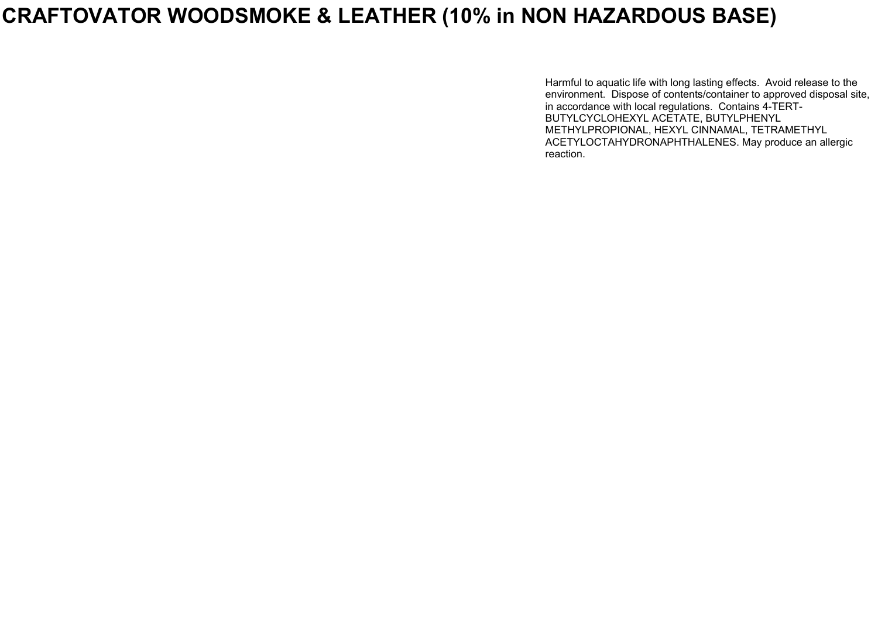# CRAFTOVATOR WOODSMOKE & LEATHER (10% in NON HAZARDOUS BASE)

Harmful to aquatic life with long lasting effects. Avoid release to the environment. Dispose of contents/container to approved disposal site, in accordance with local regulations. Contains 4-TERT-BUTYLCYCLOHEXYL ACETATE, BUTYLPHENYL METHYLPROPIONAL, HEXYL CINNAMAL, TETRAMETHYL ACETYLOCTAHYDRONAPHTHALENES. May produce an allergic reaction.